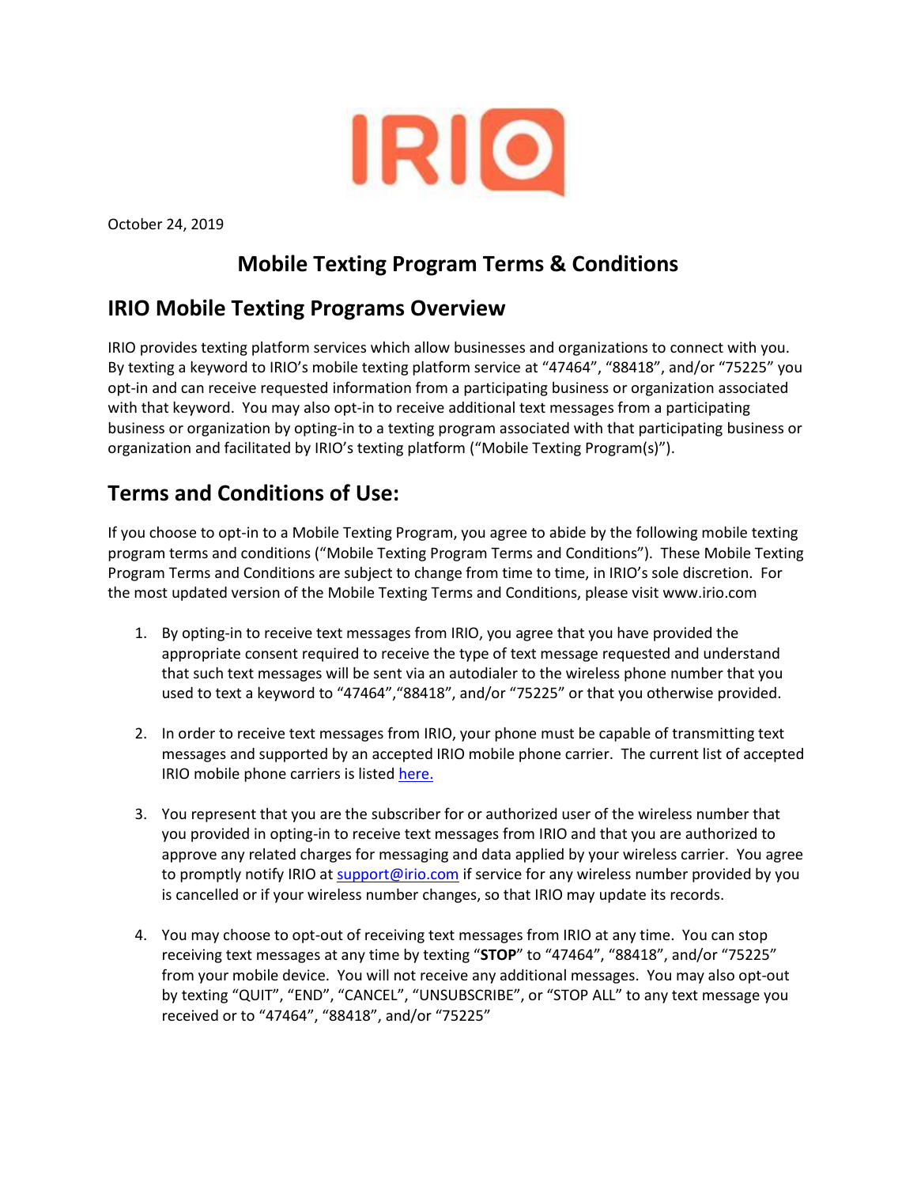IRIO

October 24, 2019

# Mobile Texting Program Terms & Conditions

## IRIO Mobile Texting Programs Overview

IRIO provides texting platform services which allow businesses and organizations to connect with you. By texting a keyword to IRIO's mobile texting platform service at "47464", "88418", and/or "75225" you opt-in and can receive requested information from a participating business or organization associated with that keyword. You may also opt-in to receive additional text messages from a participating business or organization by opting-in to a texting program associated with that participating business or organization and facilitated by IRIO's texting platform ("Mobile Texting Program(s)").

## Terms and Conditions of Use:

If you choose to opt-in to a Mobile Texting Program, you agree to abide by the following mobile texting program terms and conditions ("Mobile Texting Program Terms and Conditions"). These Mobile Texting Program Terms and Conditions are subject to change from time to time, in IRIO's sole discretion. For the most updated version of the Mobile Texting Terms and Conditions, please visit www.irio.com

1. By opting-in to receive text messages from IRIO, you agree that you have provided the appropriate consent required to receive the type of text message requested and understand that such text messages will be sent via an autodialer to the wireless phone number that you used to text a keyword to "47464","88418", and/or "75225" or that you otherwise provided.

2. In order to receive text messages from IRIO, your phone must be capable of transmitting text messages and supported by an accepted IRIO mobile phone carrier. The current list of accepted IRIO mobile phone carriers is listed here.

3. You represent that you are the subscriber for or authorized user of the wireless number that you provided in opting-in to receive text messages from IRIO and that you are authorized to approve any related charges for messaging and data applied by your wireless carrier. You agree to promptly notify IRIO at support@irio.com if service for any wireless number provided by you is cancelled or if your wireless number changes, so that IRIO may update its records.

4. You may choose to opt-out of receiving text messages from IRIO at any time. You can stop receiving text messages at any time by texting "**STOP**" to "47464", "88418", and/or "75225" from your mobile device. You will not receive any additional messages. You may also opt-out by texting "QUIT", "END", "CANCEL", "UNSUBSCRIBE", or "STOP ALL" to any text message you received or to "47464", "88418", and/or "75225"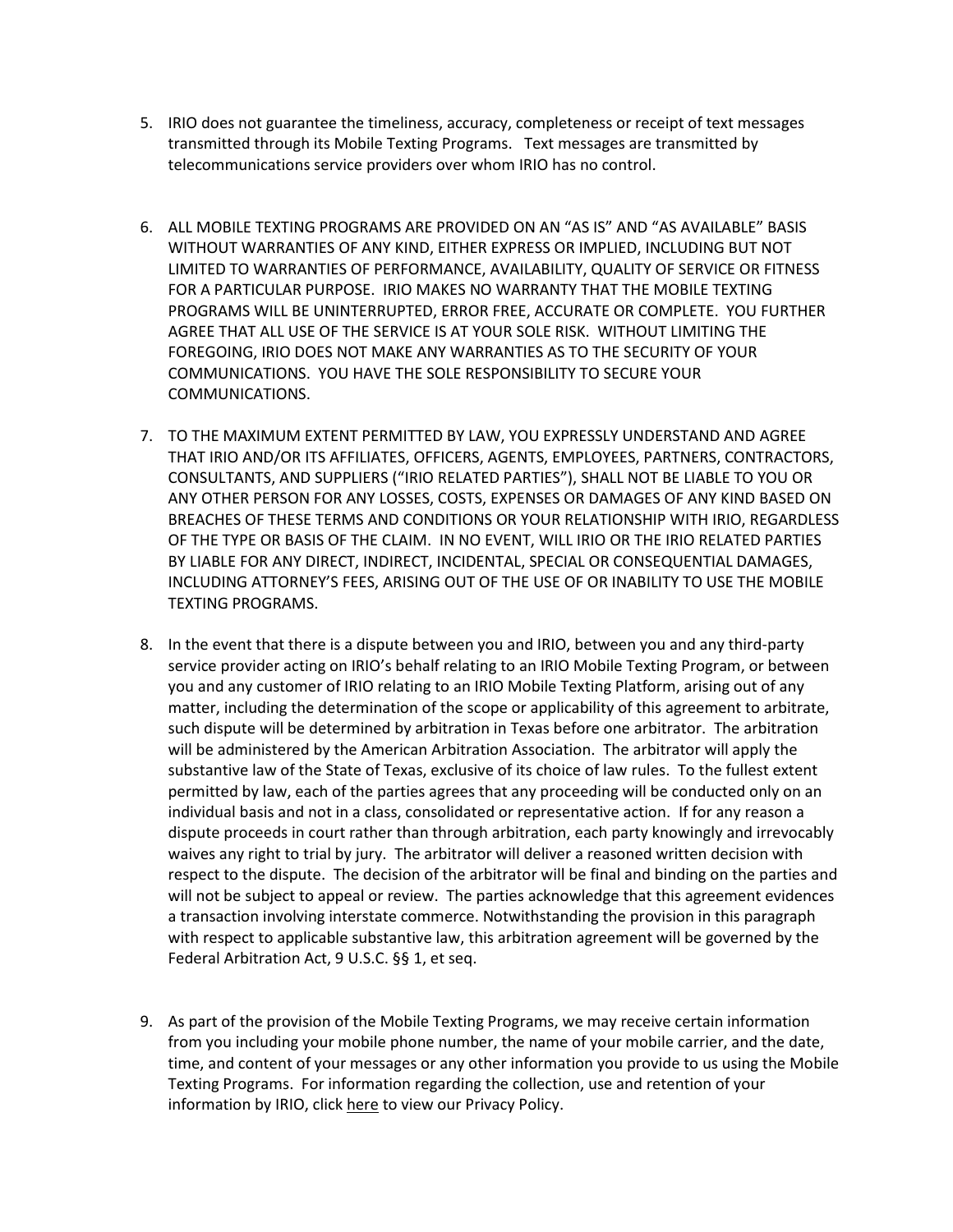5. IRIO does not guarantee the timeliness, accuracy, completeness or receipt of text messages transmitted through its Mobile Texting Programs. Text messages are transmitted by telecommunications service providers over whom IRIO has no control.

6. ALL MOBILE TEXTING PROGRAMS ARE PROVIDED ON AN "AS IS" AND "AS AVAILABLE" BASIS WITHOUT WARRANTIES OF ANY KIND, EITHER EXPRESS OR IMPLIED, INCLUDING BUT NOT LIMITED TO WARRANTIES OF PERFORMANCE, AVAILABILITY, QUALITY OF SERVICE OR FITNESS FOR A PARTICULAR PURPOSE. IRIO MAKES NO WARRANTY THAT THE MOBILE TEXTING PROGRAMS WILL BE UNINTERRUPTED, ERROR FREE, ACCURATE OR COMPLETE. YOU FURTHER AGREE THAT ALL USE OF THE SERVICE IS AT YOUR SOLE RISK. WITHOUT LIMITING THE FOREGOING, IRIO DOES NOT MAKE ANY WARRANTIES AS TO THE SECURITY OF YOUR COMMUNICATIONS. YOU HAVE THE SOLE RESPONSIBILITY TO SECURE YOUR COMMUNICATIONS.

7. TO THE MAXIMUM EXTENT PERMITTED BY LAW, YOU EXPRESSLY UNDERSTAND AND AGREE THAT IRIO AND/OR ITS AFFILIATES, OFFICERS, AGENTS, EMPLOYEES, PARTNERS, CONTRACTORS, CONSULTANTS, AND SUPPLIERS ("IRIO RELATED PARTIES"), SHALL NOT BE LIABLE TO YOU OR ANY OTHER PERSON FOR ANY LOSSES, COSTS, EXPENSES OR DAMAGES OF ANY KIND BASED ON BREACHES OF THESE TERMS AND CONDITIONS OR YOUR RELATIONSHIP WITH IRIO, REGARDLESS OF THE TYPE OR BASIS OF THE CLAIM. IN NO EVENT, WILL IRIO OR THE IRIO RELATED PARTIES BY LIABLE FOR ANY DIRECT, INDIRECT, INCIDENTAL, SPECIAL OR CONSEQUENTIAL DAMAGES, INCLUDING ATTORNEY'S FEES, ARISING OUT OF THE USE OF OR INABILITY TO USE THE MOBILE TEXTING PROGRAMS.

8. In the event that there is a dispute between you and IRIO, between you and any third-party service provider acting on IRIO's behalf relating to an IRIO Mobile Texting Program, or between you and any customer of IRIO relating to an IRIO Mobile Texting Platform, arising out of any matter, including the determination of the scope or applicability of this agreement to arbitrate, such dispute will be determined by arbitration in Texas before one arbitrator. The arbitration will be administered by the American Arbitration Association. The arbitrator will apply the substantive law of the State of Texas, exclusive of its choice of law rules. To the fullest extent permitted by law, each of the parties agrees that any proceeding will be conducted only on an individual basis and not in a class, consolidated or representative action. If for any reason a dispute proceeds in court rather than through arbitration, each party knowingly and irrevocably waives any right to trial by jury. The arbitrator will deliver a reasoned written decision with respect to the dispute. The decision of the arbitrator will be final and binding on the parties and will not be subject to appeal or review. The parties acknowledge that this agreement evidences a transaction involving interstate commerce. Notwithstanding the provision in this paragraph with respect to applicable substantive law, this arbitration agreement will be governed by the Federal Arbitration Act, 9 U.S.C. §§ 1, et seq.

9. As part of the provision of the Mobile Texting Programs, we may receive certain information from you including your mobile phone number, the name of your mobile carrier, and the date, time, and content of your messages or any other information you provide to us using the Mobile Texting Programs. For information regarding the collection, use and retention of your information by IRIO, click here to view our Privacy Policy.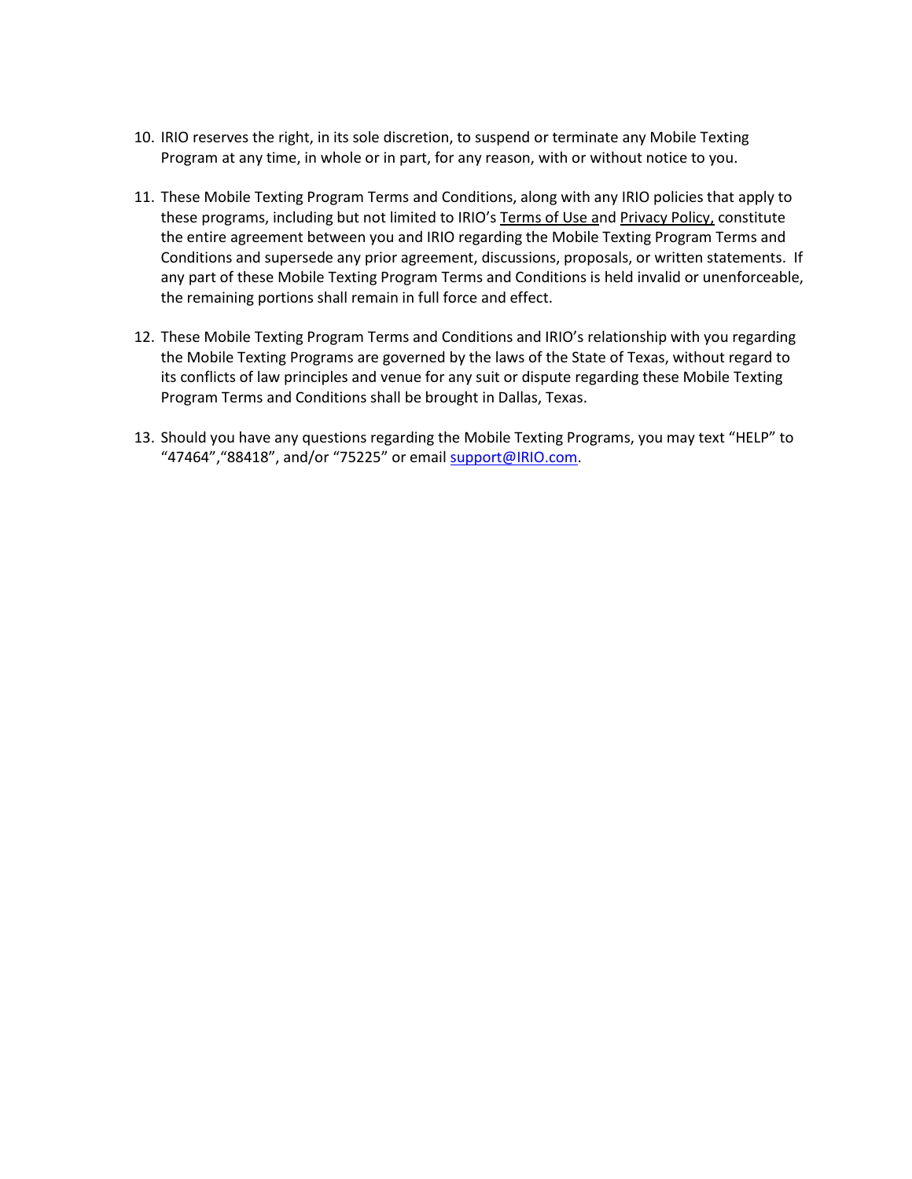10. IRIO reserves the right, in its sole discretion, to suspend or terminate any Mobile Texting Program at any time, in whole or in part, for any reason, with or without notice to you.

11. These Mobile Texting Program Terms and Conditions, along with any IRIO policies that apply to these programs, including but not limited to IRIO's Terms of Use and Privacy Policy, constitute the entire agreement between you and IRIO regarding the Mobile Texting Program Terms and Conditions and supersede any prior agreement, discussions, proposals, or written statements. If any part of these Mobile Texting Program Terms and Conditions is held invalid or unenforceable, the remaining portions shall remain in full force and effect.

12. These Mobile Texting Program Terms and Conditions and IRIO's relationship with you regarding the Mobile Texting Programs are governed by the laws of the State of Texas, without regard to its conflicts of law principles and venue for any suit or dispute regarding these Mobile Texting Program Terms and Conditions shall be brought in Dallas, Texas.

13. Should you have any questions regarding the Mobile Texting Programs, you may text "HELP" to "47464","88418", and/or "75225" or email support@IRIO.com.